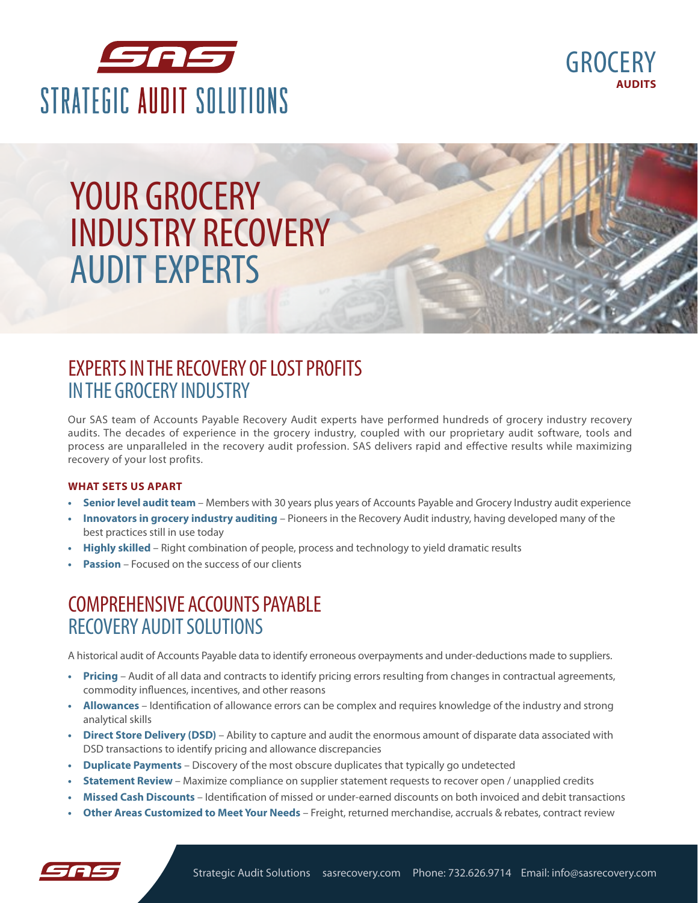# SAS STRATEGIC AUDIT SOLUTIONS

GROCERY **AUDITS**

# YOUR GROCERY INDUSTRY RECOVERY AUDIT EXPERTS

## EXPERTS IN THE RECOVERY OF LOST PROFITS IN THE GROCERY INDUSTRY

Our SAS team of Accounts Payable Recovery Audit experts have performed hundreds of grocery industry recovery audits. The decades of experience in the grocery industry, coupled with our proprietary audit software, tools and process are unparalleled in the recovery audit profession. SAS delivers rapid and effective results while maximizing recovery of your lost profits.

### WHAT SETS US APART

- **Senior level audit team** – Members with 30 years plus years of Accounts Payable and Grocery Industry audit experience
- **Innovators in grocery industry auditing** – Pioneers in the Recovery Audit industry, having developed many of the best practices still in use today
- **Highly skilled** – Right combination of people, process and technology to yield dramatic results
- **Passion** – Focused on the success of our clients

## COMPREHENSIVE ACCOUNTS PAYABLE RECOVERY AUDIT SOLUTIONS

A historical audit of Accounts Payable data to identify erroneous overpayments and under-deductions made to suppliers.

- **Pricing** – Audit of all data and contracts to identify pricing errors resulting from changes in contractual agreements, commodity influences, incentives, and other reasons
- **Allowances** – Identification of allowance errors can be complex and requires knowledge of the industry and strong analytical skills
- **Direct Store Delivery (DSD)** – Ability to capture and audit the enormous amount of disparate data associated with DSD transactions to identify pricing and allowance discrepancies
- **Duplicate Payments** – Discovery of the most obscure duplicates that typically go undetected
- **Statement Review** – Maximize compliance on supplier statement requests to recover open / unapplied credits
- **Missed Cash Discounts** – Identification of missed or under-earned discounts on both invoiced and debit transactions
- **Other Areas Customized to Meet Your Needs** – Freight, returned merchandise, accruals & rebates, contract review

Strategic Audit Solutions sasrecovery.com Phone: 732.626.9714 Email: info@sasrecovery.com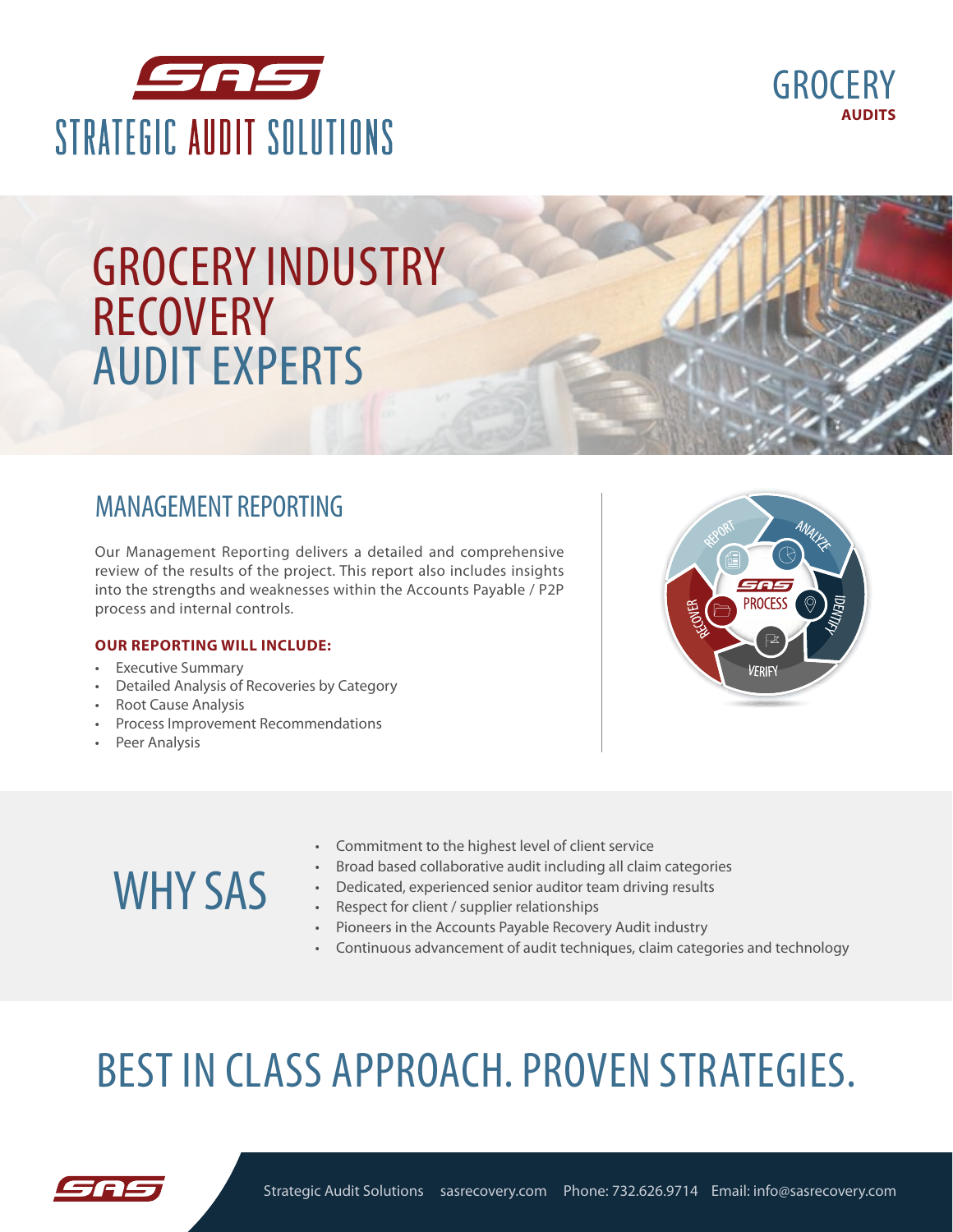SAS

STRATEGIC AUDIT SOLUTIONS

GROCERY
**AUDITS**

# GROCERY INDUSTRY RECOVERY AUDIT EXPERTS

## MANAGEMENT REPORTING

Our Management Reporting delivers a detailed and comprehensive review of the results of the project. This report also includes insights into the strengths and weaknesses within the Accounts Payable / P2P process and internal controls.

**OUR REPORTING WILL INCLUDE:**

- Executive Summary
- Detailed Analysis of Recoveries by Category
- Root Cause Analysis
- Process Improvement Recommendations
- Peer Analysis

REPORT
ANALYZE
IDENTIFY
VERIFY
RECOVER
SAS PROCESS

## WHY SAS

- Commitment to the highest level of client service
- Broad based collaborative audit including all claim categories
- Dedicated, experienced senior auditor team driving results
- Respect for client / supplier relationships
- Pioneers in the Accounts Payable Recovery Audit industry
- Continuous advancement of audit techniques, claim categories and technology

# BEST IN CLASS APPROACH. PROVEN STRATEGIES.

SAS

Strategic Audit Solutions sasrecovery.com Phone: 732.626.9714 Email: info@sasrecovery.com